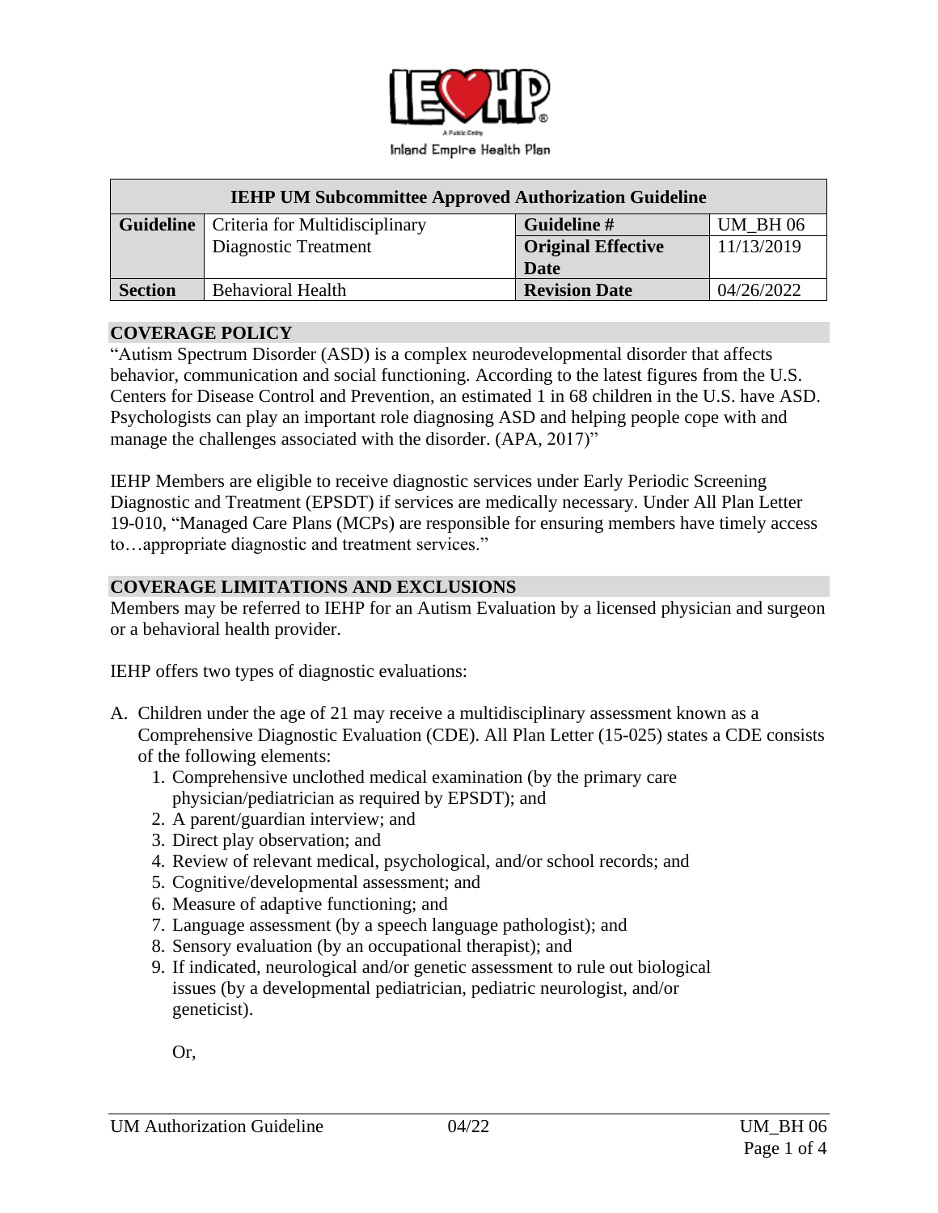Inland Empire Health Plan

| IEHP UM Subcommittee Approved Authorization Guideline | | | |
|---|---|---|---|
| **Guideline** | Criteria for Multidisciplinary Diagnostic Treatment | **Guideline #** | UM_BH 06 |
| | | **Original Effective Date** | 11/13/2019 |
| **Section** | Behavioral Health | **Revision Date** | 04/26/2022 |

## COVERAGE POLICY

"Autism Spectrum Disorder (ASD) is a complex neurodevelopmental disorder that affects behavior, communication and social functioning. According to the latest figures from the U.S. Centers for Disease Control and Prevention, an estimated 1 in 68 children in the U.S. have ASD. Psychologists can play an important role diagnosing ASD and helping people cope with and manage the challenges associated with the disorder. (APA, 2017)"

IEHP Members are eligible to receive diagnostic services under Early Periodic Screening Diagnostic and Treatment (EPSDT) if services are medically necessary. Under All Plan Letter 19-010, "Managed Care Plans (MCPs) are responsible for ensuring members have timely access to…appropriate diagnostic and treatment services."

## COVERAGE LIMITATIONS AND EXCLUSIONS

Members may be referred to IEHP for an Autism Evaluation by a licensed physician and surgeon or a behavioral health provider.

IEHP offers two types of diagnostic evaluations:

A. Children under the age of 21 may receive a multidisciplinary assessment known as a Comprehensive Diagnostic Evaluation (CDE). All Plan Letter (15-025) states a CDE consists of the following elements:
   1. Comprehensive unclothed medical examination (by the primary care physician/pediatrician as required by EPSDT); and
   2. A parent/guardian interview; and
   3. Direct play observation; and
   4. Review of relevant medical, psychological, and/or school records; and
   5. Cognitive/developmental assessment; and
   6. Measure of adaptive functioning; and
   7. Language assessment (by a speech language pathologist); and
   8. Sensory evaluation (by an occupational therapist); and
   9. If indicated, neurological and/or genetic assessment to rule out biological issues (by a developmental pediatrician, pediatric neurologist, and/or geneticist).

   Or,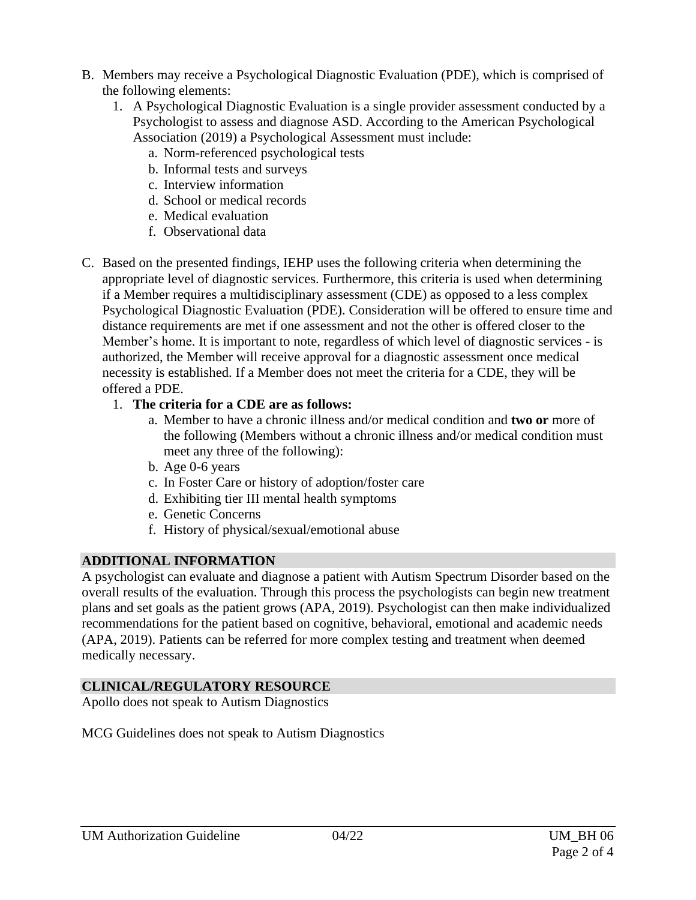B. Members may receive a Psychological Diagnostic Evaluation (PDE), which is comprised of the following elements:
   1. A Psychological Diagnostic Evaluation is a single provider assessment conducted by a Psychologist to assess and diagnose ASD. According to the American Psychological Association (2019) a Psychological Assessment must include:
      a. Norm-referenced psychological tests
      b. Informal tests and surveys
      c. Interview information
      d. School or medical records
      e. Medical evaluation
      f. Observational data

C. Based on the presented findings, IEHP uses the following criteria when determining the appropriate level of diagnostic services. Furthermore, this criteria is used when determining if a Member requires a multidisciplinary assessment (CDE) as opposed to a less complex Psychological Diagnostic Evaluation (PDE). Consideration will be offered to ensure time and distance requirements are met if one assessment and not the other is offered closer to the Member's home. It is important to note, regardless of which level of diagnostic services - is authorized, the Member will receive approval for a diagnostic assessment once medical necessity is established. If a Member does not meet the criteria for a CDE, they will be offered a PDE.
   1. **The criteria for a CDE are as follows:**
      a. Member to have a chronic illness and/or medical condition and **two or** more of the following (Members without a chronic illness and/or medical condition must meet any three of the following):
      b. Age 0-6 years
      c. In Foster Care or history of adoption/foster care
      d. Exhibiting tier III mental health symptoms
      e. Genetic Concerns
      f. History of physical/sexual/emotional abuse

## ADDITIONAL INFORMATION

A psychologist can evaluate and diagnose a patient with Autism Spectrum Disorder based on the overall results of the evaluation. Through this process the psychologists can begin new treatment plans and set goals as the patient grows (APA, 2019). Psychologist can then make individualized recommendations for the patient based on cognitive, behavioral, emotional and academic needs (APA, 2019). Patients can be referred for more complex testing and treatment when deemed medically necessary.

## CLINICAL/REGULATORY RESOURCE

Apollo does not speak to Autism Diagnostics

MCG Guidelines does not speak to Autism Diagnostics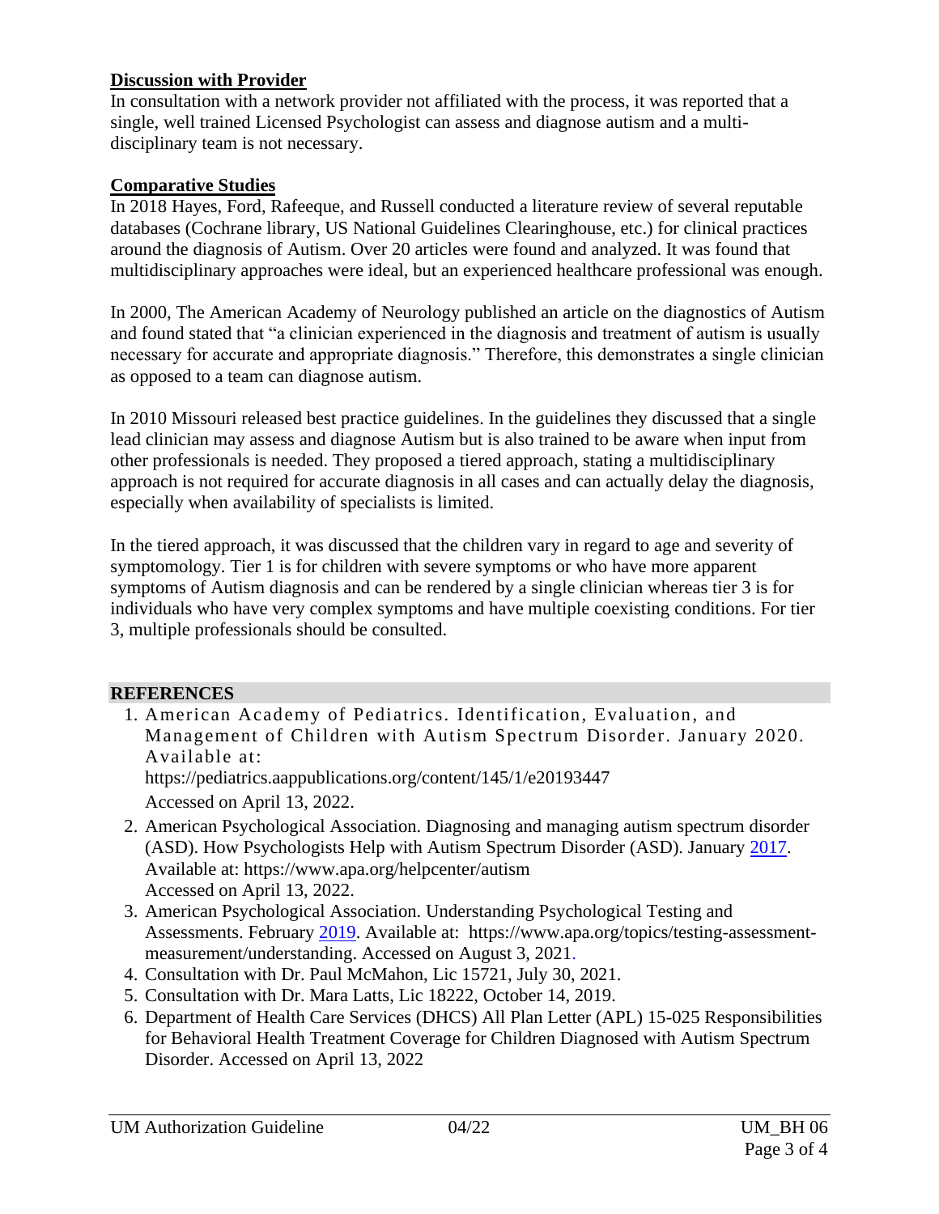**Discussion with Provider**

In consultation with a network provider not affiliated with the process, it was reported that a single, well trained Licensed Psychologist can assess and diagnose autism and a multi-disciplinary team is not necessary.

**Comparative Studies**

In 2018 Hayes, Ford, Rafeeque, and Russell conducted a literature review of several reputable databases (Cochrane library, US National Guidelines Clearinghouse, etc.) for clinical practices around the diagnosis of Autism. Over 20 articles were found and analyzed. It was found that multidisciplinary approaches were ideal, but an experienced healthcare professional was enough.

In 2000, The American Academy of Neurology published an article on the diagnostics of Autism and found stated that "a clinician experienced in the diagnosis and treatment of autism is usually necessary for accurate and appropriate diagnosis." Therefore, this demonstrates a single clinician as opposed to a team can diagnose autism.

In 2010 Missouri released best practice guidelines. In the guidelines they discussed that a single lead clinician may assess and diagnose Autism but is also trained to be aware when input from other professionals is needed. They proposed a tiered approach, stating a multidisciplinary approach is not required for accurate diagnosis in all cases and can actually delay the diagnosis, especially when availability of specialists is limited.

In the tiered approach, it was discussed that the children vary in regard to age and severity of symptomology. Tier 1 is for children with severe symptoms or who have more apparent symptoms of Autism diagnosis and can be rendered by a single clinician whereas tier 3 is for individuals who have very complex symptoms and have multiple coexisting conditions. For tier 3, multiple professionals should be consulted.

## REFERENCES

1. American Academy of Pediatrics. Identification, Evaluation, and Management of Children with Autism Spectrum Disorder. January 2020. Available at: https://pediatrics.aappublications.org/content/145/1/e20193447 Accessed on April 13, 2022.
2. American Psychological Association. Diagnosing and managing autism spectrum disorder (ASD). How Psychologists Help with Autism Spectrum Disorder (ASD). January 2017. Available at: https://www.apa.org/helpcenter/autism Accessed on April 13, 2022.
3. American Psychological Association. Understanding Psychological Testing and Assessments. February 2019. Available at: https://www.apa.org/topics/testing-assessment-measurement/understanding. Accessed on August 3, 2021.
4. Consultation with Dr. Paul McMahon, Lic 15721, July 30, 2021.
5. Consultation with Dr. Mara Latts, Lic 18222, October 14, 2019.
6. Department of Health Care Services (DHCS) All Plan Letter (APL) 15-025 Responsibilities for Behavioral Health Treatment Coverage for Children Diagnosed with Autism Spectrum Disorder. Accessed on April 13, 2022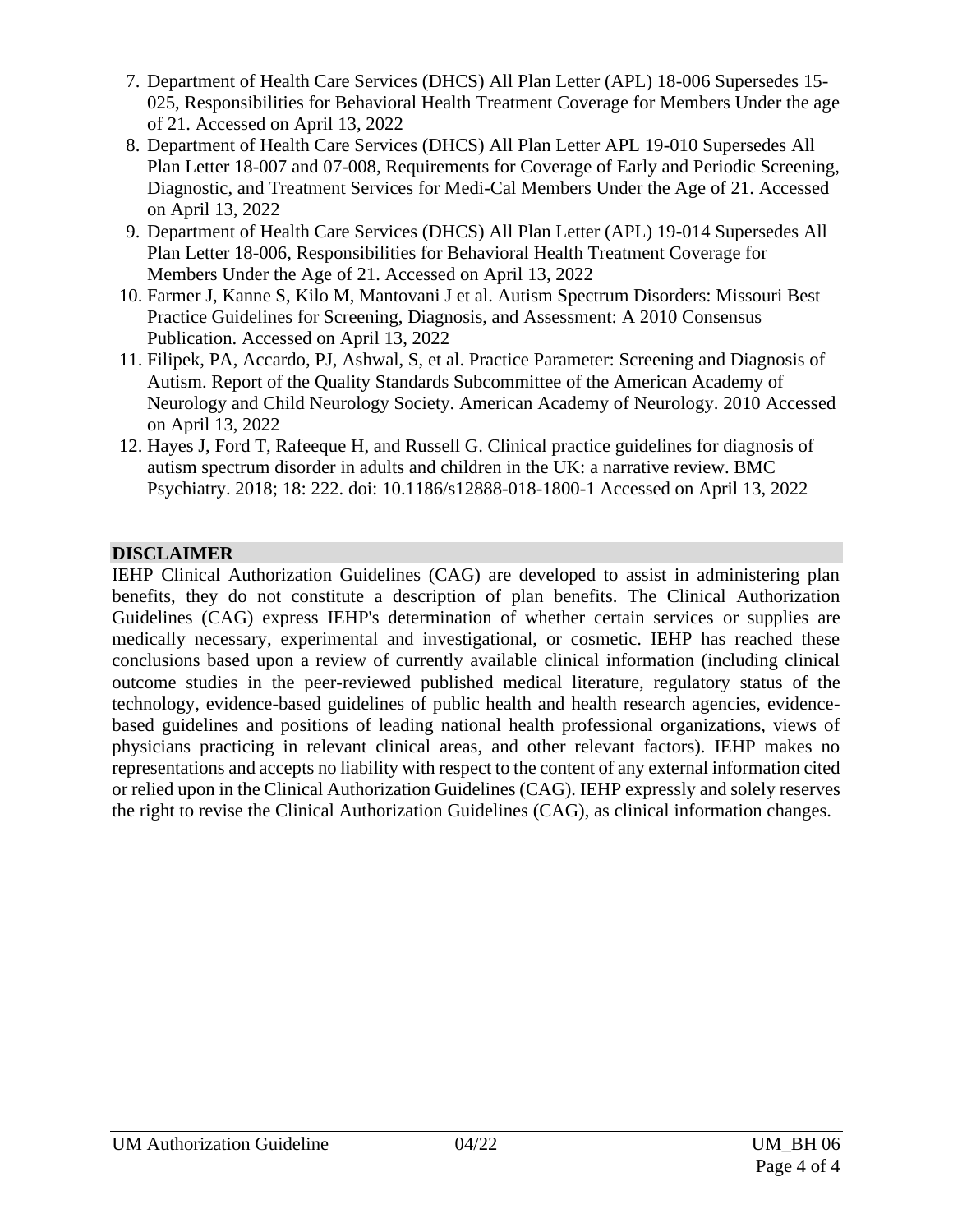7. Department of Health Care Services (DHCS) All Plan Letter (APL) 18-006 Supersedes 15-025, Responsibilities for Behavioral Health Treatment Coverage for Members Under the age of 21. Accessed on April 13, 2022
8. Department of Health Care Services (DHCS) All Plan Letter APL 19-010 Supersedes All Plan Letter 18-007 and 07-008, Requirements for Coverage of Early and Periodic Screening, Diagnostic, and Treatment Services for Medi-Cal Members Under the Age of 21. Accessed on April 13, 2022
9. Department of Health Care Services (DHCS) All Plan Letter (APL) 19-014 Supersedes All Plan Letter 18-006, Responsibilities for Behavioral Health Treatment Coverage for Members Under the Age of 21. Accessed on April 13, 2022
10. Farmer J, Kanne S, Kilo M, Mantovani J et al. Autism Spectrum Disorders: Missouri Best Practice Guidelines for Screening, Diagnosis, and Assessment: A 2010 Consensus Publication. Accessed on April 13, 2022
11. Filipek, PA, Accardo, PJ, Ashwal, S, et al. Practice Parameter: Screening and Diagnosis of Autism. Report of the Quality Standards Subcommittee of the American Academy of Neurology and Child Neurology Society. American Academy of Neurology. 2010 Accessed on April 13, 2022
12. Hayes J, Ford T, Rafeeque H, and Russell G. Clinical practice guidelines for diagnosis of autism spectrum disorder in adults and children in the UK: a narrative review. BMC Psychiatry. 2018; 18: 222. doi: 10.1186/s12888-018-1800-1 Accessed on April 13, 2022

## DISCLAIMER

IEHP Clinical Authorization Guidelines (CAG) are developed to assist in administering plan benefits, they do not constitute a description of plan benefits. The Clinical Authorization Guidelines (CAG) express IEHP's determination of whether certain services or supplies are medically necessary, experimental and investigational, or cosmetic. IEHP has reached these conclusions based upon a review of currently available clinical information (including clinical outcome studies in the peer-reviewed published medical literature, regulatory status of the technology, evidence-based guidelines of public health and health research agencies, evidence-based guidelines and positions of leading national health professional organizations, views of physicians practicing in relevant clinical areas, and other relevant factors). IEHP makes no representations and accepts no liability with respect to the content of any external information cited or relied upon in the Clinical Authorization Guidelines (CAG). IEHP expressly and solely reserves the right to revise the Clinical Authorization Guidelines (CAG), as clinical information changes.